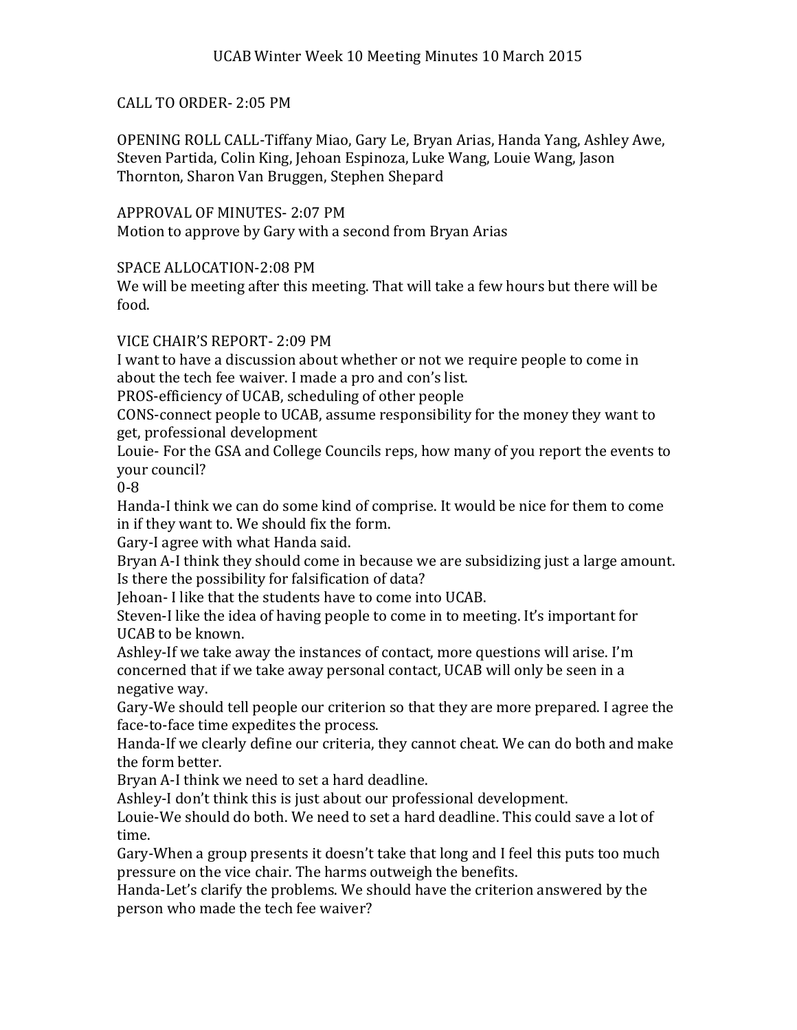# UCAB Winter Week 10 Meeting Minutes 10 March 2015

CALL TO ORDER- 2:05 PM

OPENING ROLL CALL-Tiffany Miao, Gary Le, Bryan Arias, Handa Yang, Ashley Awe, Steven Partida, Colin King, Jehoan Espinoza, Luke Wang, Louie Wang, Jason Thornton, Sharon Van Bruggen, Stephen Shepard

APPROVAL OF MINUTES- 2:07 PM
Motion to approve by Gary with a second from Bryan Arias

SPACE ALLOCATION-2:08 PM
We will be meeting after this meeting. That will take a few hours but there will be food.

VICE CHAIR'S REPORT- 2:09 PM
I want to have a discussion about whether or not we require people to come in about the tech fee waiver. I made a pro and con's list.
PROS-efficiency of UCAB, scheduling of other people
CONS-connect people to UCAB, assume responsibility for the money they want to get, professional development
Louie- For the GSA and College Councils reps, how many of you report the events to your council?
0-8
Handa-I think we can do some kind of comprise. It would be nice for them to come in if they want to. We should fix the form.
Gary-I agree with what Handa said.
Bryan A-I think they should come in because we are subsidizing just a large amount. Is there the possibility for falsification of data?
Jehoan- I like that the students have to come into UCAB.
Steven-I like the idea of having people to come in to meeting. It's important for UCAB to be known.
Ashley-If we take away the instances of contact, more questions will arise. I'm concerned that if we take away personal contact, UCAB will only be seen in a negative way.
Gary-We should tell people our criterion so that they are more prepared. I agree the face-to-face time expedites the process.
Handa-If we clearly define our criteria, they cannot cheat. We can do both and make the form better.
Bryan A-I think we need to set a hard deadline.
Ashley-I don't think this is just about our professional development.
Louie-We should do both. We need to set a hard deadline. This could save a lot of time.
Gary-When a group presents it doesn't take that long and I feel this puts too much pressure on the vice chair. The harms outweigh the benefits.
Handa-Let's clarify the problems. We should have the criterion answered by the person who made the tech fee waiver?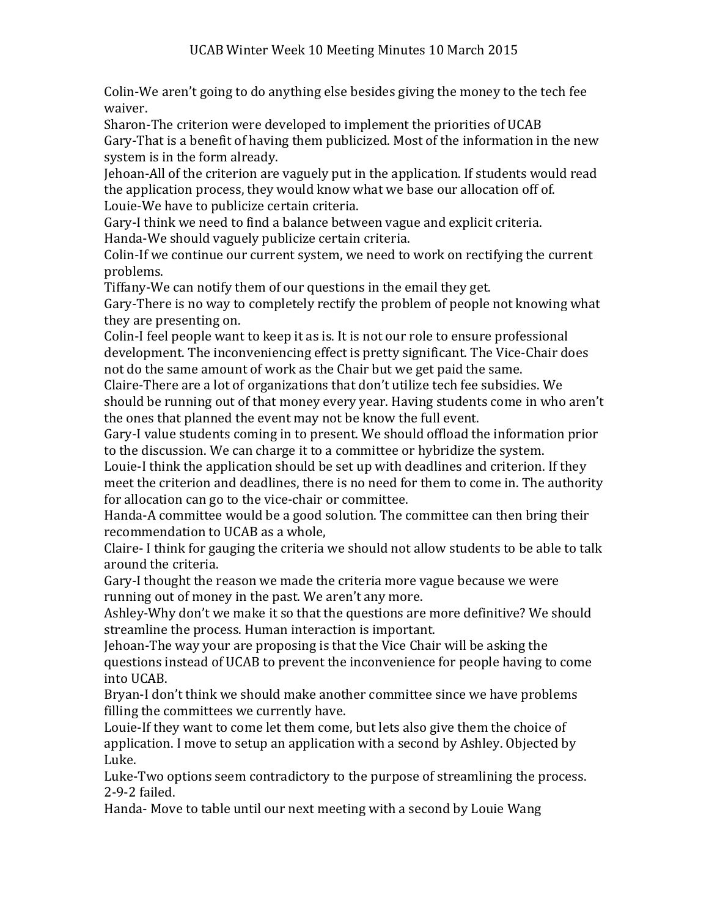Colin-We aren't going to do anything else besides giving the money to the tech fee waiver.

Sharon-The criterion were developed to implement the priorities of UCAB

Gary-That is a benefit of having them publicized. Most of the information in the new system is in the form already.

Jehoan-All of the criterion are vaguely put in the application. If students would read the application process, they would know what we base our allocation off of.

Louie-We have to publicize certain criteria.

Gary-I think we need to find a balance between vague and explicit criteria.

Handa-We should vaguely publicize certain criteria.

Colin-If we continue our current system, we need to work on rectifying the current problems.

Tiffany-We can notify them of our questions in the email they get.

Gary-There is no way to completely rectify the problem of people not knowing what they are presenting on.

Colin-I feel people want to keep it as is. It is not our role to ensure professional development. The inconveniencing effect is pretty significant. The Vice-Chair does not do the same amount of work as the Chair but we get paid the same.

Claire-There are a lot of organizations that don't utilize tech fee subsidies. We should be running out of that money every year. Having students come in who aren't the ones that planned the event may not be know the full event.

Gary-I value students coming in to present. We should offload the information prior to the discussion. We can charge it to a committee or hybridize the system.

Louie-I think the application should be set up with deadlines and criterion. If they meet the criterion and deadlines, there is no need for them to come in. The authority for allocation can go to the vice-chair or committee.

Handa-A committee would be a good solution. The committee can then bring their recommendation to UCAB as a whole,

Claire- I think for gauging the criteria we should not allow students to be able to talk around the criteria.

Gary-I thought the reason we made the criteria more vague because we were running out of money in the past. We aren't any more.

Ashley-Why don't we make it so that the questions are more definitive? We should streamline the process. Human interaction is important.

Jehoan-The way your are proposing is that the Vice Chair will be asking the questions instead of UCAB to prevent the inconvenience for people having to come into UCAB.

Bryan-I don't think we should make another committee since we have problems filling the committees we currently have.

Louie-If they want to come let them come, but lets also give them the choice of application. I move to setup an application with a second by Ashley. Objected by Luke.

Luke-Two options seem contradictory to the purpose of streamlining the process. 2-9-2 failed.

Handa- Move to table until our next meeting with a second by Louie Wang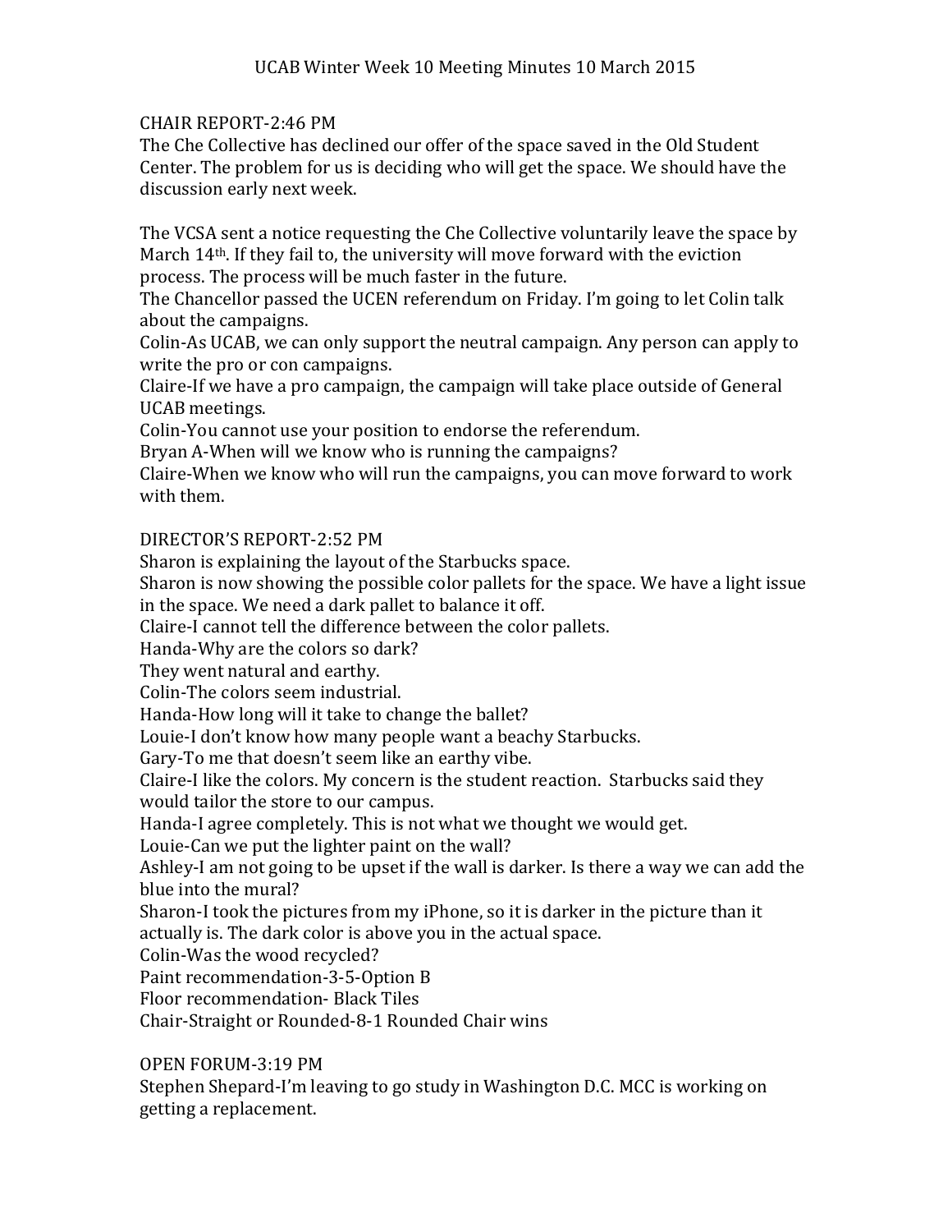UCAB Winter Week 10 Meeting Minutes 10 March 2015

CHAIR REPORT-2:46 PM

The Che Collective has declined our offer of the space saved in the Old Student Center. The problem for us is deciding who will get the space. We should have the discussion early next week.

The VCSA sent a notice requesting the Che Collective voluntarily leave the space by March 14th. If they fail to, the university will move forward with the eviction process. The process will be much faster in the future.

The Chancellor passed the UCEN referendum on Friday. I'm going to let Colin talk about the campaigns.

Colin-As UCAB, we can only support the neutral campaign. Any person can apply to write the pro or con campaigns.

Claire-If we have a pro campaign, the campaign will take place outside of General UCAB meetings.

Colin-You cannot use your position to endorse the referendum.

Bryan A-When will we know who is running the campaigns?

Claire-When we know who will run the campaigns, you can move forward to work with them.

DIRECTOR'S REPORT-2:52 PM

Sharon is explaining the layout of the Starbucks space.

Sharon is now showing the possible color pallets for the space. We have a light issue in the space. We need a dark pallet to balance it off.

Claire-I cannot tell the difference between the color pallets.

Handa-Why are the colors so dark?

They went natural and earthy.

Colin-The colors seem industrial.

Handa-How long will it take to change the ballet?

Louie-I don't know how many people want a beachy Starbucks.

Gary-To me that doesn't seem like an earthy vibe.

Claire-I like the colors. My concern is the student reaction. Starbucks said they would tailor the store to our campus.

Handa-I agree completely. This is not what we thought we would get.

Louie-Can we put the lighter paint on the wall?

Ashley-I am not going to be upset if the wall is darker. Is there a way we can add the blue into the mural?

Sharon-I took the pictures from my iPhone, so it is darker in the picture than it actually is. The dark color is above you in the actual space.

Colin-Was the wood recycled?

Paint recommendation-3-5-Option B

Floor recommendation- Black Tiles

Chair-Straight or Rounded-8-1 Rounded Chair wins

OPEN FORUM-3:19 PM

Stephen Shepard-I'm leaving to go study in Washington D.C. MCC is working on getting a replacement.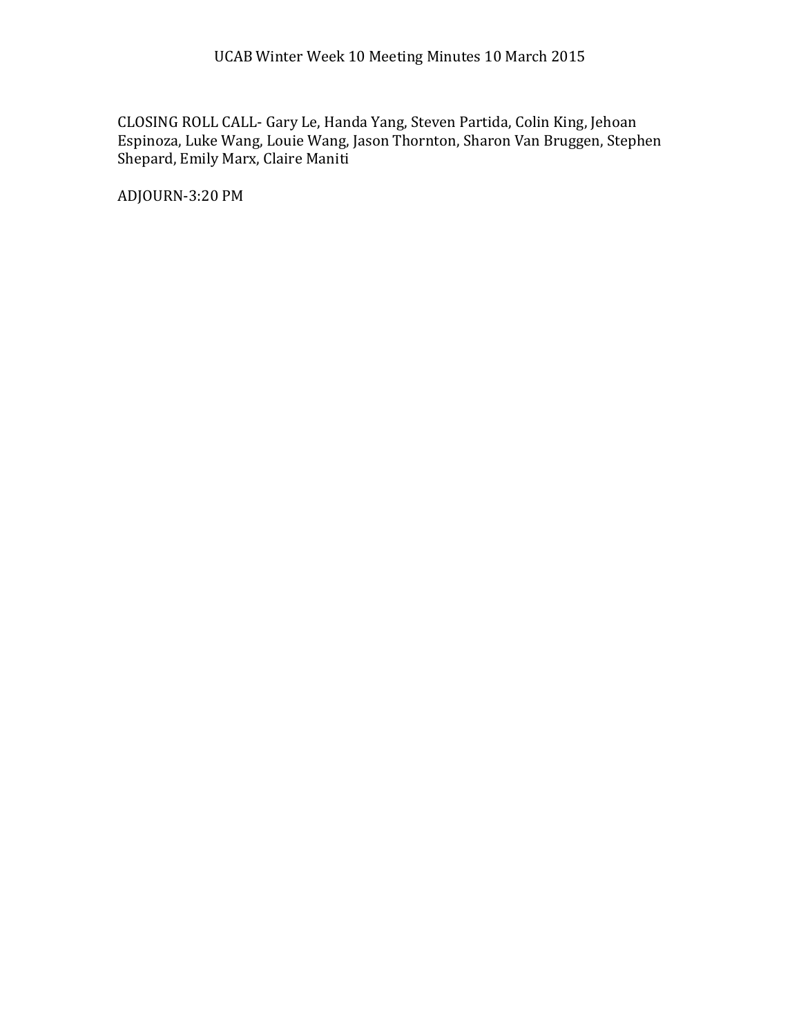CLOSING ROLL CALL- Gary Le, Handa Yang, Steven Partida, Colin King, Jehoan Espinoza, Luke Wang, Louie Wang, Jason Thornton, Sharon Van Bruggen, Stephen Shepard, Emily Marx, Claire Maniti

ADJOURN-3:20 PM